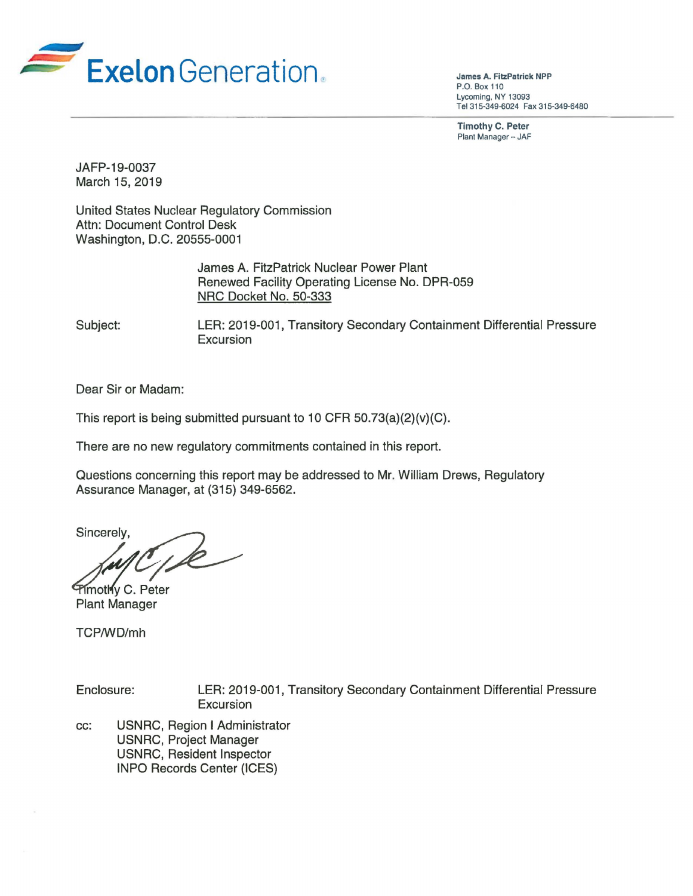**Exelon Generation**

**James A. FitzPatrick NPP**
P.O. Box 110
Lycoming, NY 13093
Tel 315-349-6024 Fax 315-349-6480

**Timothy C. Peter**
Plant Manager – JAF

JAFP-19-0037
March 15, 2019

United States Nuclear Regulatory Commission
Attn: Document Control Desk
Washington, D.C. 20555-0001

James A. FitzPatrick Nuclear Power Plant
Renewed Facility Operating License No. DPR-059
NRC Docket No. 50-333

Subject: LER: 2019-001, Transitory Secondary Containment Differential Pressure Excursion

Dear Sir or Madam:

This report is being submitted pursuant to 10 CFR 50.73(a)(2)(v)(C).

There are no new regulatory commitments contained in this report.

Questions concerning this report may be addressed to Mr. William Drews, Regulatory Assurance Manager, at (315) 349-6562.

Sincerely,

Timothy C. Peter
Plant Manager

TCP/WD/mh

Enclosure: LER: 2019-001, Transitory Secondary Containment Differential Pressure Excursion

cc: USNRC, Region I Administrator
USNRC, Project Manager
USNRC, Resident Inspector
INPO Records Center (ICES)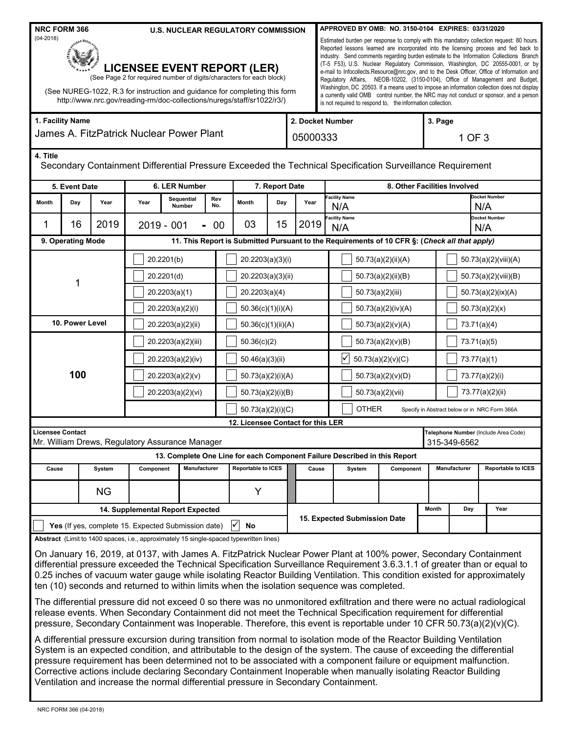NRC FORM 366 (04-2018)

**U.S. NUCLEAR REGULATORY COMMISSION**

**APPROVED BY OMB: NO. 3150-0104 EXPIRES: 03/31/2020**

Estimated burden per response to comply with this mandatory collection request: 80 hours. Reported lessons learned are incorporated into the licensing process and fed back to industry. Send comments regarding burden estimate to the Information Collections Branch (T-5 F53), U.S. Nuclear Regulatory Commission, Washington, DC 20555-0001, or by e-mail to Infocollects.Resource@nrc.gov, and to the Desk Officer, Office of Information and Regulatory Affairs, NEOB-10202, (3150-0104), Office of Management and Budget, Washington, DC 20503. If a means used to impose an information collection does not display a currently valid OMB control number, the NRC may not conduct or sponsor, and a person is not required to respond to, the information collection.

# LICENSEE EVENT REPORT (LER)

(See Page 2 for required number of digits/characters for each block)

(See NUREG-1022, R.3 for instruction and guidance for completing this form http://www.nrc.gov/reading-rm/doc-collections/nuregs/staff/sr1022/r3/)

| 1. Facility Name | 2. Docket Number | 3. Page |
|---|---|---|
| James A. FitzPatrick Nuclear Power Plant | 05000333 | 1 OF 3 |

**4. Title**

Secondary Containment Differential Pressure Exceeded the Technical Specification Surveillance Requirement

| 5. Event Date | | | 6. LER Number | | | 7. Report Date | | | 8. Other Facilities Involved | |
|---|---|---|---|---|---|---|---|---|---|---|
| Month | Day | Year | Year | Sequential Number | Rev No. | Month | Day | Year | Facility Name | Docket Number |
| | | | | | | | | | N/A | N/A |
| 1 | 16 | 2019 | 2019 | 001 | 00 | 03 | 15 | 2019 | N/A | N/A |

**9. Operating Mode:** 1

**10. Power Level:** 100

**11. This Report is Submitted Pursuant to the Requirements of 10 CFR §: (*Check all that apply*)**

| | | | |
|---|---|---|---|
| ☐ 20.2201(b) | ☐ 20.2203(a)(3)(i) | ☐ 50.73(a)(2)(ii)(A) | ☐ 50.73(a)(2)(viii)(A) |
| ☐ 20.2201(d) | ☐ 20.2203(a)(3)(ii) | ☐ 50.73(a)(2)(ii)(B) | ☐ 50.73(a)(2)(viii)(B) |
| ☐ 20.2203(a)(1) | ☐ 20.2203(a)(4) | ☐ 50.73(a)(2)(iii) | ☐ 50.73(a)(2)(ix)(A) |
| ☐ 20.2203(a)(2)(i) | ☐ 50.36(c)(1)(i)(A) | ☐ 50.73(a)(2)(iv)(A) | ☐ 50.73(a)(2)(x) |
| ☐ 20.2203(a)(2)(ii) | ☐ 50.36(c)(1)(ii)(A) | ☐ 50.73(a)(2)(v)(A) | ☐ 73.71(a)(4) |
| ☐ 20.2203(a)(2)(iii) | ☐ 50.36(c)(2) | ☐ 50.73(a)(2)(v)(B) | ☐ 73.71(a)(5) |
| ☐ 20.2203(a)(2)(iv) | ☐ 50.46(a)(3)(ii) | ☑ 50.73(a)(2)(v)(C) | ☐ 73.77(a)(1) |
| ☐ 20.2203(a)(2)(v) | ☐ 50.73(a)(2)(i)(A) | ☐ 50.73(a)(2)(v)(D) | ☐ 73.77(a)(2)(i) |
| ☐ 20.2203(a)(2)(vi) | ☐ 50.73(a)(2)(i)(B) | ☐ 50.73(a)(2)(vii) | ☐ 73.77(a)(2)(ii) |
| | ☐ 50.73(a)(2)(i)(C) | ☐ OTHER | Specify in Abstract below or in NRC Form 366A |

**12. Licensee Contact for this LER**

| Licensee Contact | Telephone Number (Include Area Code) |
|---|---|
| Mr. William Drews, Regulatory Assurance Manager | 315-349-6562 |

**13. Complete One Line for each Component Failure Described in this Report**

| Cause | System | Component | Manufacturer | Reportable to ICES | Cause | System | Component | Manufacturer | Reportable to ICES |
|---|---|---|---|---|---|---|---|---|---|
| | NG | | | Y | | | | | |

| 14. Supplemental Report Expected | 15. Expected Submission Date (Month / Day / Year) |
|---|---|
| ☐ Yes (If yes, complete 15. Expected Submission date) ☑ No | |

**Abstract** (Limit to 1400 spaces, i.e., approximately 15 single-spaced typewritten lines)

On January 16, 2019, at 0137, with James A. FitzPatrick Nuclear Power Plant at 100% power, Secondary Containment differential pressure exceeded the Technical Specification Surveillance Requirement 3.6.3.1.1 of greater than or equal to 0.25 inches of vacuum water gauge while isolating Reactor Building Ventilation. This condition existed for approximately ten (10) seconds and returned to within limits when the isolation sequence was completed.

The differential pressure did not exceed 0 so there was no unmonitored exfiltration and there were no actual radiological release events. When Secondary Containment did not meet the Technical Specification requirement for differential pressure, Secondary Containment was Inoperable. Therefore, this event is reportable under 10 CFR 50.73(a)(2)(v)(C).

A differential pressure excursion during transition from normal to isolation mode of the Reactor Building Ventilation System is an expected condition, and attributable to the design of the system. The cause of exceeding the differential pressure requirement has been determined not to be associated with a component failure or equipment malfunction. Corrective actions include declaring Secondary Containment Inoperable when manually isolating Reactor Building Ventilation and increase the normal differential pressure in Secondary Containment.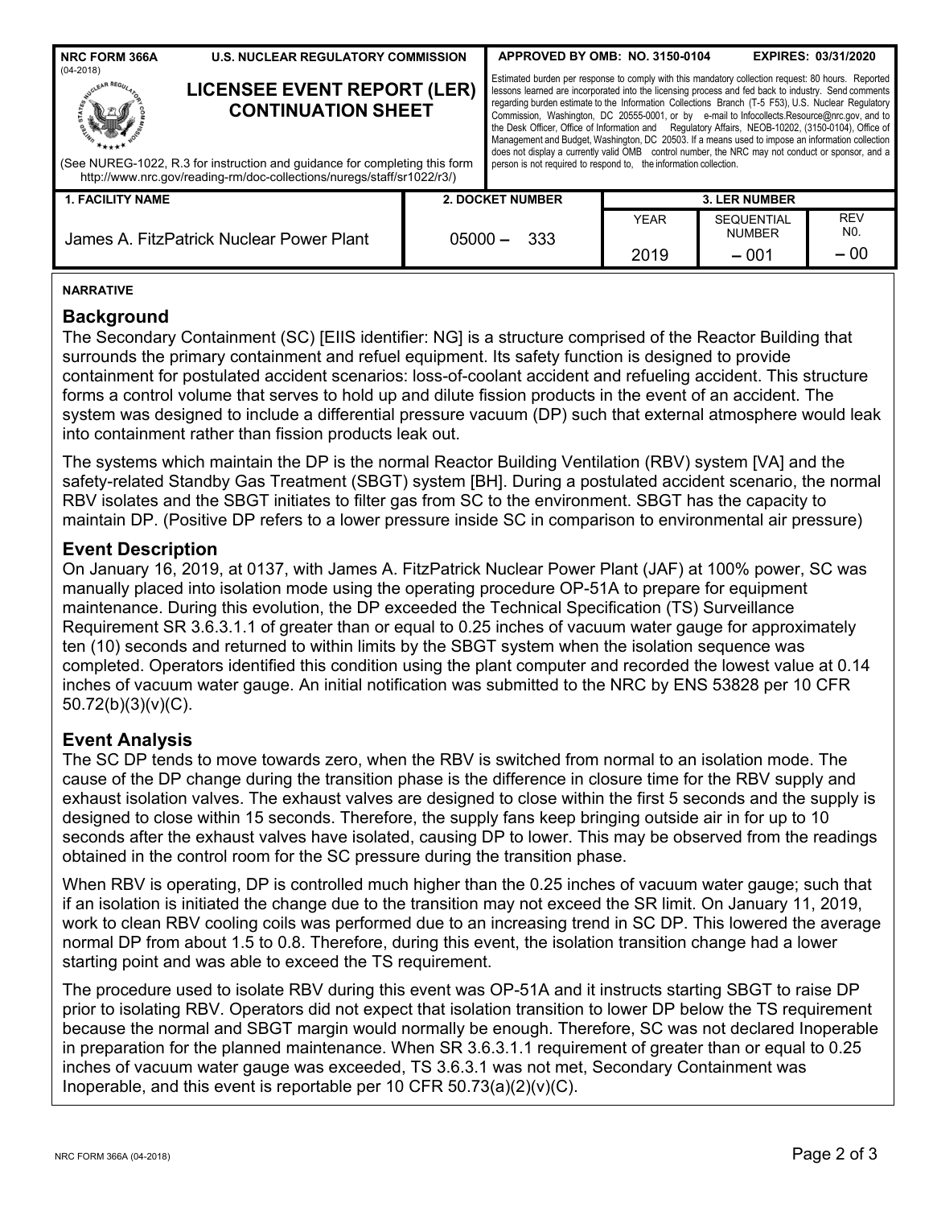NRC FORM 366A (04-2018) U.S. NUCLEAR REGULATORY COMMISSION

**LICENSEE EVENT REPORT (LER) CONTINUATION SHEET**

(See NUREG-1022, R.3 for instruction and guidance for completing this form http://www.nrc.gov/reading-rm/doc-collections/nuregs/staff/sr1022/r3/)

APPROVED BY OMB: NO. 3150-0104 EXPIRES: 03/31/2020

Estimated burden per response to comply with this mandatory collection request: 80 hours. Reported lessons learned are incorporated into the licensing process and fed back to industry. Send comments regarding burden estimate to the Information Collections Branch (T-5 F53), U.S. Nuclear Regulatory Commission, Washington, DC 20555-0001, or by e-mail to Infocollects.Resource@nrc.gov, and to the Desk Officer, Office of Information and Regulatory Affairs, NEOB-10202, (3150-0104), Office of Management and Budget, Washington, DC 20503. If a means used to impose an information collection does not display a currently valid OMB control number, the NRC may not conduct or sponsor, and a person is not required to respond to, the information collection.

| 1. FACILITY NAME | 2. DOCKET NUMBER | 3. LER NUMBER | | |
|---|---|---|---|---|
| | | YEAR | SEQUENTIAL NUMBER | REV NO. |
| James A. FitzPatrick Nuclear Power Plant | 05000 – 333 | 2019 | – 001 | – 00 |

**NARRATIVE**

## Background

The Secondary Containment (SC) [EIIS identifier: NG] is a structure comprised of the Reactor Building that surrounds the primary containment and refuel equipment. Its safety function is designed to provide containment for postulated accident scenarios: loss-of-coolant accident and refueling accident. This structure forms a control volume that serves to hold up and dilute fission products in the event of an accident. The system was designed to include a differential pressure vacuum (DP) such that external atmosphere would leak into containment rather than fission products leak out.

The systems which maintain the DP is the normal Reactor Building Ventilation (RBV) system [VA] and the safety-related Standby Gas Treatment (SBGT) system [BH]. During a postulated accident scenario, the normal RBV isolates and the SBGT initiates to filter gas from SC to the environment. SBGT has the capacity to maintain DP. (Positive DP refers to a lower pressure inside SC in comparison to environmental air pressure)

## Event Description

On January 16, 2019, at 0137, with James A. FitzPatrick Nuclear Power Plant (JAF) at 100% power, SC was manually placed into isolation mode using the operating procedure OP-51A to prepare for equipment maintenance. During this evolution, the DP exceeded the Technical Specification (TS) Surveillance Requirement SR 3.6.3.1.1 of greater than or equal to 0.25 inches of vacuum water gauge for approximately ten (10) seconds and returned to within limits by the SBGT system when the isolation sequence was completed. Operators identified this condition using the plant computer and recorded the lowest value at 0.14 inches of vacuum water gauge. An initial notification was submitted to the NRC by ENS 53828 per 10 CFR 50.72(b)(3)(v)(C).

## Event Analysis

The SC DP tends to move towards zero, when the RBV is switched from normal to an isolation mode. The cause of the DP change during the transition phase is the difference in closure time for the RBV supply and exhaust isolation valves. The exhaust valves are designed to close within the first 5 seconds and the supply is designed to close within 15 seconds. Therefore, the supply fans keep bringing outside air in for up to 10 seconds after the exhaust valves have isolated, causing DP to lower. This may be observed from the readings obtained in the control room for the SC pressure during the transition phase.

When RBV is operating, DP is controlled much higher than the 0.25 inches of vacuum water gauge; such that if an isolation is initiated the change due to the transition may not exceed the SR limit. On January 11, 2019, work to clean RBV cooling coils was performed due to an increasing trend in SC DP. This lowered the average normal DP from about 1.5 to 0.8. Therefore, during this event, the isolation transition change had a lower starting point and was able to exceed the TS requirement.

The procedure used to isolate RBV during this event was OP-51A and it instructs starting SBGT to raise DP prior to isolating RBV. Operators did not expect that isolation transition to lower DP below the TS requirement because the normal and SBGT margin would normally be enough. Therefore, SC was not declared Inoperable in preparation for the planned maintenance. When SR 3.6.3.1.1 requirement of greater than or equal to 0.25 inches of vacuum water gauge was exceeded, TS 3.6.3.1 was not met, Secondary Containment was Inoperable, and this event is reportable per 10 CFR 50.73(a)(2)(v)(C).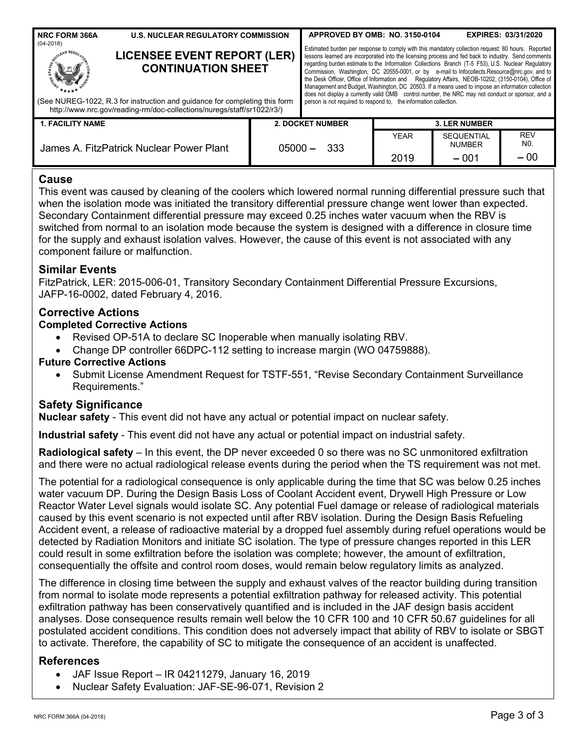| NRC FORM 366A (04-2018) | U.S. NUCLEAR REGULATORY COMMISSION | APPROVED BY OMB: NO. 3150-0104 | EXPIRES: 03/31/2020 |
|---|---|---|---|

**LICENSEE EVENT REPORT (LER) CONTINUATION SHEET**

(See NUREG-1022, R.3 for instruction and guidance for completing this form http://www.nrc.gov/reading-rm/doc-collections/nuregs/staff/sr1022/r3/)

Estimated burden per response to comply with this mandatory collection request: 80 hours. Reported lessons learned are incorporated into the licensing process and fed back to industry. Send comments regarding burden estimate to the Information Collections Branch (T-5 F53), U.S. Nuclear Regulatory Commission, Washington, DC 20555-0001, or by e-mail to Infocollects.Resource@nrc.gov, and to the Desk Officer, Office of Information and Regulatory Affairs, NEOB-10202, (3150-0104), Office of Management and Budget, Washington, DC 20503. If a means used to impose an information collection does not display a currently valid OMB control number, the NRC may not conduct or sponsor, and a person is not required to respond to, the information collection.

| 1. FACILITY NAME | 2. DOCKET NUMBER | 3. LER NUMBER | | |
|---|---|---|---|---|
| | | YEAR | SEQUENTIAL NUMBER | REV NO. |
| James A. FitzPatrick Nuclear Power Plant | 05000 – 333 | 2019 | – 001 | – 00 |

## Cause

This event was caused by cleaning of the coolers which lowered normal running differential pressure such that when the isolation mode was initiated the transitory differential pressure change went lower than expected. Secondary Containment differential pressure may exceed 0.25 inches water vacuum when the RBV is switched from normal to an isolation mode because the system is designed with a difference in closure time for the supply and exhaust isolation valves. However, the cause of this event is not associated with any component failure or malfunction.

## Similar Events

FitzPatrick, LER: 2015-006-01, Transitory Secondary Containment Differential Pressure Excursions, JAFP-16-0002, dated February 4, 2016.

## Corrective Actions

### Completed Corrective Actions

- Revised OP-51A to declare SC Inoperable when manually isolating RBV.
- Change DP controller 66DPC-112 setting to increase margin (WO 04759888).

### Future Corrective Actions

- Submit License Amendment Request for TSTF-551, "Revise Secondary Containment Surveillance Requirements."

## Safety Significance

**Nuclear safety** - This event did not have any actual or potential impact on nuclear safety.

**Industrial safety** - This event did not have any actual or potential impact on industrial safety.

**Radiological safety** – In this event, the DP never exceeded 0 so there was no SC unmonitored exfiltration and there were no actual radiological release events during the period when the TS requirement was not met.

The potential for a radiological consequence is only applicable during the time that SC was below 0.25 inches water vacuum DP. During the Design Basis Loss of Coolant Accident event, Drywell High Pressure or Low Reactor Water Level signals would isolate SC. Any potential Fuel damage or release of radiological materials caused by this event scenario is not expected until after RBV isolation. During the Design Basis Refueling Accident event, a release of radioactive material by a dropped fuel assembly during refuel operations would be detected by Radiation Monitors and initiate SC isolation. The type of pressure changes reported in this LER could result in some exfiltration before the isolation was complete; however, the amount of exfiltration, consequentially the offsite and control room doses, would remain below regulatory limits as analyzed.

The difference in closing time between the supply and exhaust valves of the reactor building during transition from normal to isolate mode represents a potential exfiltration pathway for released activity. This potential exfiltration pathway has been conservatively quantified and is included in the JAF design basis accident analyses. Dose consequence results remain well below the 10 CFR 100 and 10 CFR 50.67 guidelines for all postulated accident conditions. This condition does not adversely impact that ability of RBV to isolate or SBGT to activate. Therefore, the capability of SC to mitigate the consequence of an accident is unaffected.

## References

- JAF Issue Report – IR 04211279, January 16, 2019
- Nuclear Safety Evaluation: JAF-SE-96-071, Revision 2